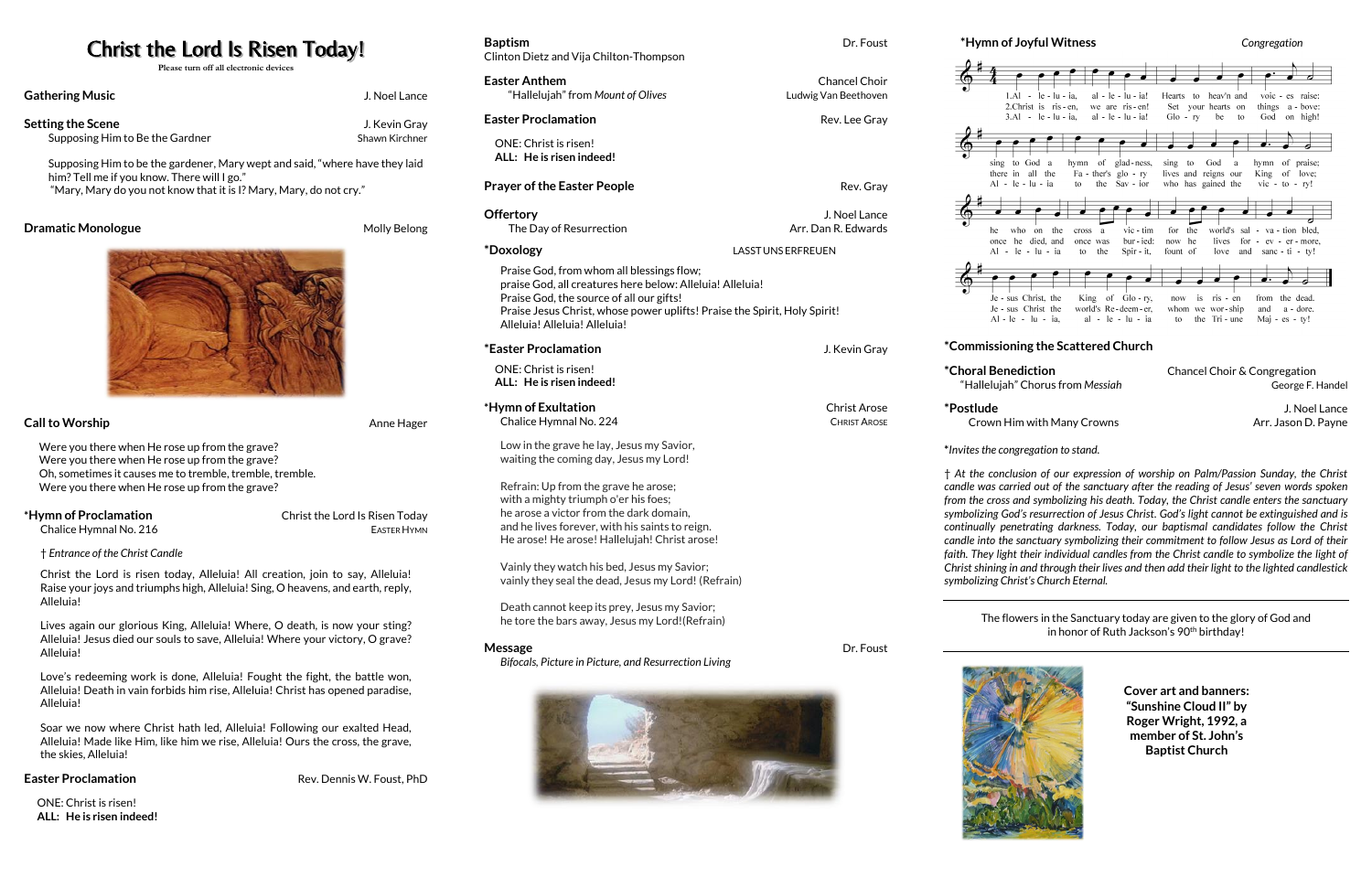# Christ the Lord Is Risen Today!

Please turn off all electronic devices

**Gathering Music** J. Noel Lance

**Setting the Scene** J. Kevin Gray
Supposing Him to Be the Gardner Shawn Kirchner

Supposing Him to be the gardener, Mary wept and said, "where have they laid him? Tell me if you know. There will I go."
"Mary, Mary do you not know that it is I? Mary, Mary, do not cry."

**Dramatic Monologue** Molly Belong

**Call to Worship** Anne Hager

Were you there when He rose up from the grave?
Were you there when He rose up from the grave?
Oh, sometimes it causes me to tremble, tremble, tremble.
Were you there when He rose up from the grave?

**\*Hymn of Proclamation** Christ the Lord Is Risen Today
Chalice Hymnal No. 216 EASTER HYMN

† *Entrance of the Christ Candle*

Christ the Lord is risen today, Alleluia! All creation, join to say, Alleluia! Raise your joys and triumphs high, Alleluia! Sing, O heavens, and earth, reply, Alleluia!

Lives again our glorious King, Alleluia! Where, O death, is now your sting? Alleluia! Jesus died our souls to save, Alleluia! Where your victory, O grave? Alleluia!

Love's redeeming work is done, Alleluia! Fought the fight, the battle won, Alleluia! Death in vain forbids him rise, Alleluia! Christ has opened paradise, Alleluia!

Soar we now where Christ hath led, Alleluia! Following our exalted Head, Alleluia! Made like Him, like him we rise, Alleluia! Ours the cross, the grave, the skies, Alleluia!

**Easter Proclamation** Rev. Dennis W. Foust, PhD

ONE: Christ is risen!
**ALL: He is risen indeed!**

**Baptism** Dr. Foust
Clinton Dietz and Vija Chilton-Thompson

**Easter Anthem** Chancel Choir
"Hallelujah" from *Mount of Olives* Ludwig Van Beethoven

**Easter Proclamation** Rev. Lee Gray

ONE: Christ is risen!
**ALL: He is risen indeed!**

**Prayer of the Easter People** Rev. Gray

**Offertory** J. Noel Lance
The Day of Resurrection Arr. Dan R. Edwards

**\*Doxology** LASST UNS ERFREUEN

Praise God, from whom all blessings flow;
praise God, all creatures here below: Alleluia! Alleluia!
Praise God, the source of all our gifts!
Praise Jesus Christ, whose power uplifts! Praise the Spirit, Holy Spirit!
Alleluia! Alleluia! Alleluia!

**\*Easter Proclamation** J. Kevin Gray

ONE: Christ is risen!
**ALL: He is risen indeed!**

**\*Hymn of Exultation** Christ Arose
Chalice Hymnal No. 224 CHRIST AROSE

Low in the grave he lay, Jesus my Savior,
waiting the coming day, Jesus my Lord!

Refrain: Up from the grave he arose;
with a mighty triumph o'er his foes;
he arose a victor from the dark domain,
and he lives forever, with his saints to reign.
He arose! He arose! Hallelujah! Christ arose!

Vainly they watch his bed, Jesus my Savior;
vainly they seal the dead, Jesus my Lord! (Refrain)

Death cannot keep its prey, Jesus my Savior;
he tore the bars away, Jesus my Lord!(Refrain)

**Message** Dr. Foust
*Bifocals, Picture in Picture, and Resurrection Living*

**\*Hymn of Joyful Witness** *Congregation*

1. Alleluia, alleluia! Hearts to heav'n and voices raise: sing to God a hymn of gladness, sing to God a hymn of praise; he who on the cross a victim for the world's salvation bled, Jesus Christ, the King of Glory, now is risen from the dead.
2. Christ is risen, we are risen! Set your hearts on things above: there in all the Father's glory lives and reigns our King of love; once he died, and once was buried: now he lives for evermore, Jesus Christ the world's Redeemer, whom we worship and adore.
3. Alleluia, alleluia! Glory be to God on high! Alleluia to the Savior who has gained the victory! Alleluia to the Spirit, fount of love and sanctity! Alleluia, alleluia to the Triune Majesty!

**\*Commissioning the Scattered Church**

**\*Choral Benediction** Chancel Choir & Congregation
"Hallelujah" Chorus from *Messiah* George F. Handel

**\*Postlude** J. Noel Lance
Crown Him with Many Crowns Arr. Jason D. Payne

*\*Invites the congregation to stand.*

*† At the conclusion of our expression of worship on Palm/Passion Sunday, the Christ candle was carried out of the sanctuary after the reading of Jesus' seven words spoken from the cross and symbolizing his death. Today, the Christ candle enters the sanctuary symbolizing God's resurrection of Jesus Christ. God's light cannot be extinguished and is continually penetrating darkness. Today, our baptismal candidates follow the Christ candle into the sanctuary symbolizing their commitment to follow Jesus as Lord of their faith. They light their individual candles from the Christ candle to symbolize the light of Christ shining in and through their lives and then add their light to the lighted candlestick symbolizing Christ's Church Eternal.*

The flowers in the Sanctuary today are given to the glory of God and in honor of Ruth Jackson's 90th birthday!

**Cover art and banners: "Sunshine Cloud II" by Roger Wright, 1992, a member of St. John's Baptist Church**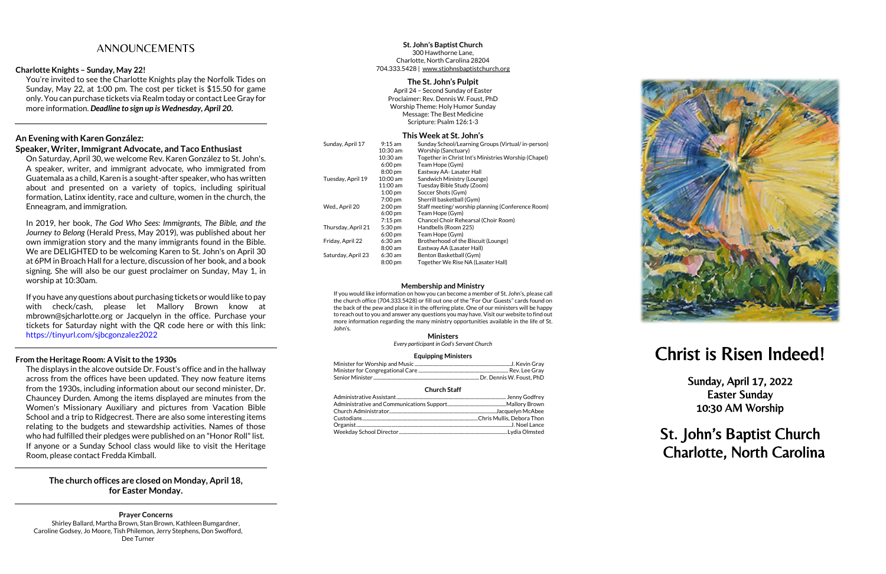# ANNOUNCEMENTS

**Charlotte Knights – Sunday, May 22!**

You're invited to see the Charlotte Knights play the Norfolk Tides on Sunday, May 22, at 1:00 pm. The cost per ticket is $15.50 for game only. You can purchase tickets via Realm today or contact Lee Gray for more information. ***Deadline to sign up is Wednesday, April 20.***

---

**An Evening with Karen González:**
**Speaker, Writer, Immigrant Advocate, and Taco Enthusiast**

On Saturday, April 30, we welcome Rev. Karen González to St. John's. A speaker, writer, and immigrant advocate, who immigrated from Guatemala as a child, Karen is a sought-after speaker, who has written about and presented on a variety of topics, including spiritual formation, Latinx identity, race and culture, women in the church, the Enneagram, and immigration.

In 2019, her book, *The God Who Sees: Immigrants, The Bible, and the Journey to Belong* (Herald Press, May 2019), was published about her own immigration story and the many immigrants found in the Bible. We are DELIGHTED to be welcoming Karen to St. John's on April 30 at 6PM in Broach Hall for a lecture, discussion of her book, and a book signing. She will also be our guest proclaimer on Sunday, May 1, in worship at 10:30am.

If you have any questions about purchasing tickets or would like to pay with check/cash, please let Mallory Brown know at mbrown@sjcharlotte.org or Jacquelyn in the office. Purchase your tickets for Saturday night with the QR code here or with this link: https://tinyurl.com/sjbcgonzalez2022

---

**From the Heritage Room: A Visit to the 1930s**

The displays in the alcove outside Dr. Foust's office and in the hallway across from the offices have been updated. They now feature items from the 1930s, including information about our second minister, Dr. Chauncey Durden. Among the items displayed are minutes from the Women's Missionary Auxiliary and pictures from Vacation Bible School and a trip to Ridgecrest. There are also some interesting items relating to the budgets and stewardship activities. Names of those who had fulfilled their pledges were published on an "Honor Roll" list. If anyone or a Sunday School class would like to visit the Heritage Room, please contact Fredda Kimball.

---

**The church offices are closed on Monday, April 18, for Easter Monday.**

---

**Prayer Concerns**

Shirley Ballard, Martha Brown, Stan Brown, Kathleen Bumgardner, Caroline Godsey, Jo Moore, Tish Philemon, Jerry Stephens, Don Swofford, Dee Turner

**St. John's Baptist Church**
300 Hawthorne Lane,
Charlotte, North Carolina 28204
704.333.5428 | www.stjohnsbaptistchurch.org

**The St. John's Pulpit**
April 24 – Second Sunday of Easter
Proclaimer: Rev. Dennis W. Foust, PhD
Worship Theme: Holy Humor Sunday
Message: The Best Medicine
Scripture: Psalm 126:1-3

**This Week at St. John's**

| | | |
|---|---|---|
| Sunday, April 17 | 9:15 am | Sunday School/Learning Groups (Virtual/ in-person) |
| | 10:30 am | Worship (Sanctuary) |
| | 10:30 am | Together in Christ Int'l Ministries Worship (Chapel) |
| | 6:00 pm | Team Hope (Gym) |
| | 8:00 pm | Eastway AA- Lasater Hall |
| Tuesday, April 19 | 10:00 am | Sandwich Ministry (Lounge) |
| | 11:00 am | Tuesday Bible Study (Zoom) |
| | 1:00 pm | Soccer Shots (Gym) |
| | 7:00 pm | Sherrill basketball (Gym) |
| Wed., April 20 | 2:00 pm | Staff meeting/ worship planning (Conference Room) |
| | 6:00 pm | Team Hope (Gym) |
| | 7:15 pm | Chancel Choir Rehearsal (Choir Room) |
| Thursday, April 21 | 5:30 pm | Handbells (Room 225) |
| | 6:00 pm | Team Hope (Gym) |
| Friday, April 22 | 6:30 am | Brotherhood of the Biscuit (Lounge) |
| | 8:00 am | Eastway AA (Lasater Hall) |
| Saturday, April 23 | 6:30 am | Benton Basketball (Gym) |
| | 8:00 pm | Together We Rise NA (Lasater Hall) |

**Membership and Ministry**

If you would like information on how you can become a member of St. John's, please call the church office (704.333.5428) or fill out one of the "For Our Guests" cards found on the back of the pew and place it in the offering plate. One of our ministers will be happy to reach out to you and answer any questions you may have. Visit our website to find out more information regarding the many ministry opportunities available in the life of St. John's.

**Ministers**
*Every participant in God's Servant Church*

**Equipping Ministers**

Minister for Worship and Music ........ J. Kevin Gray
Minister for Congregational Care ........ Rev. Lee Gray
Senior Minister ........ Dr. Dennis W. Foust, PhD

**Church Staff**

Administrative Assistant ........ Jenny Godfrey
Administrative and Communications Support ........ Mallory Brown
Church Administrator ........ Jacquelyn McAbee
Custodians ........ Chris Mullis, Debora Thon
Organist ........ J. Noel Lance
Weekday School Director ........ Lydia Olmsted

# Christ is Risen Indeed!

Sunday, April 17, 2022
Easter Sunday
10:30 AM Worship

## St. John's Baptist Church
## Charlotte, North Carolina